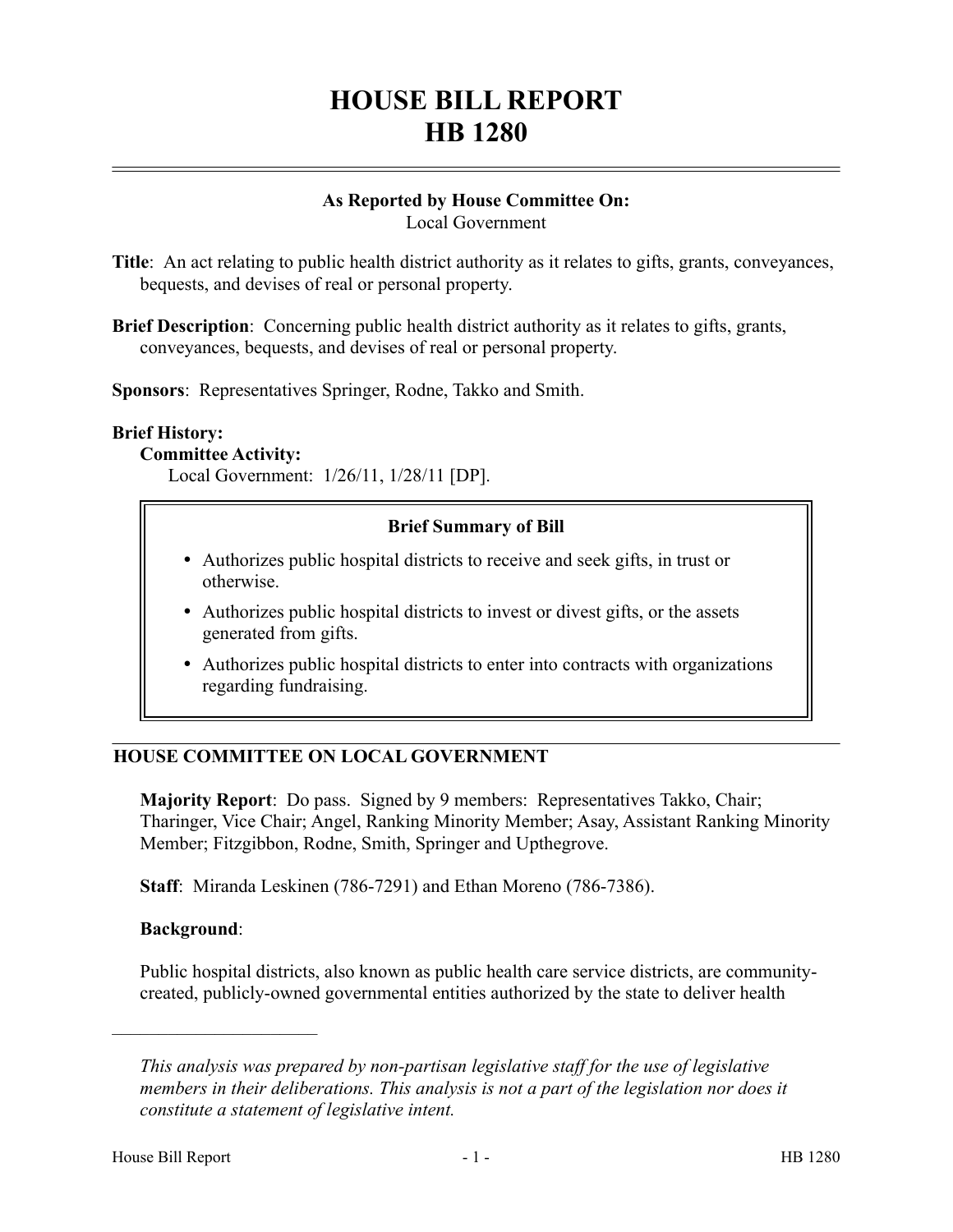# HOUSE BILL REPORT
# HB 1280

**As Reported by House Committee On:**
Local Government

**Title**: An act relating to public health district authority as it relates to gifts, grants, conveyances, bequests, and devises of real or personal property.

**Brief Description**: Concerning public health district authority as it relates to gifts, grants, conveyances, bequests, and devises of real or personal property.

**Sponsors**: Representatives Springer, Rodne, Takko and Smith.

**Brief History:**

**Committee Activity:**

Local Government: 1/26/11, 1/28/11 [DP].

**Brief Summary of Bill**

- Authorizes public hospital districts to receive and seek gifts, in trust or otherwise.
- Authorizes public hospital districts to invest or divest gifts, or the assets generated from gifts.
- Authorizes public hospital districts to enter into contracts with organizations regarding fundraising.

## HOUSE COMMITTEE ON LOCAL GOVERNMENT

**Majority Report**: Do pass. Signed by 9 members: Representatives Takko, Chair; Tharinger, Vice Chair; Angel, Ranking Minority Member; Asay, Assistant Ranking Minority Member; Fitzgibbon, Rodne, Smith, Springer and Upthegrove.

**Staff**: Miranda Leskinen (786-7291) and Ethan Moreno (786-7386).

**Background**:

Public hospital districts, also known as public health care service districts, are community-created, publicly-owned governmental entities authorized by the state to deliver health

---

*This analysis was prepared by non-partisan legislative staff for the use of legislative members in their deliberations. This analysis is not a part of the legislation nor does it constitute a statement of legislative intent.*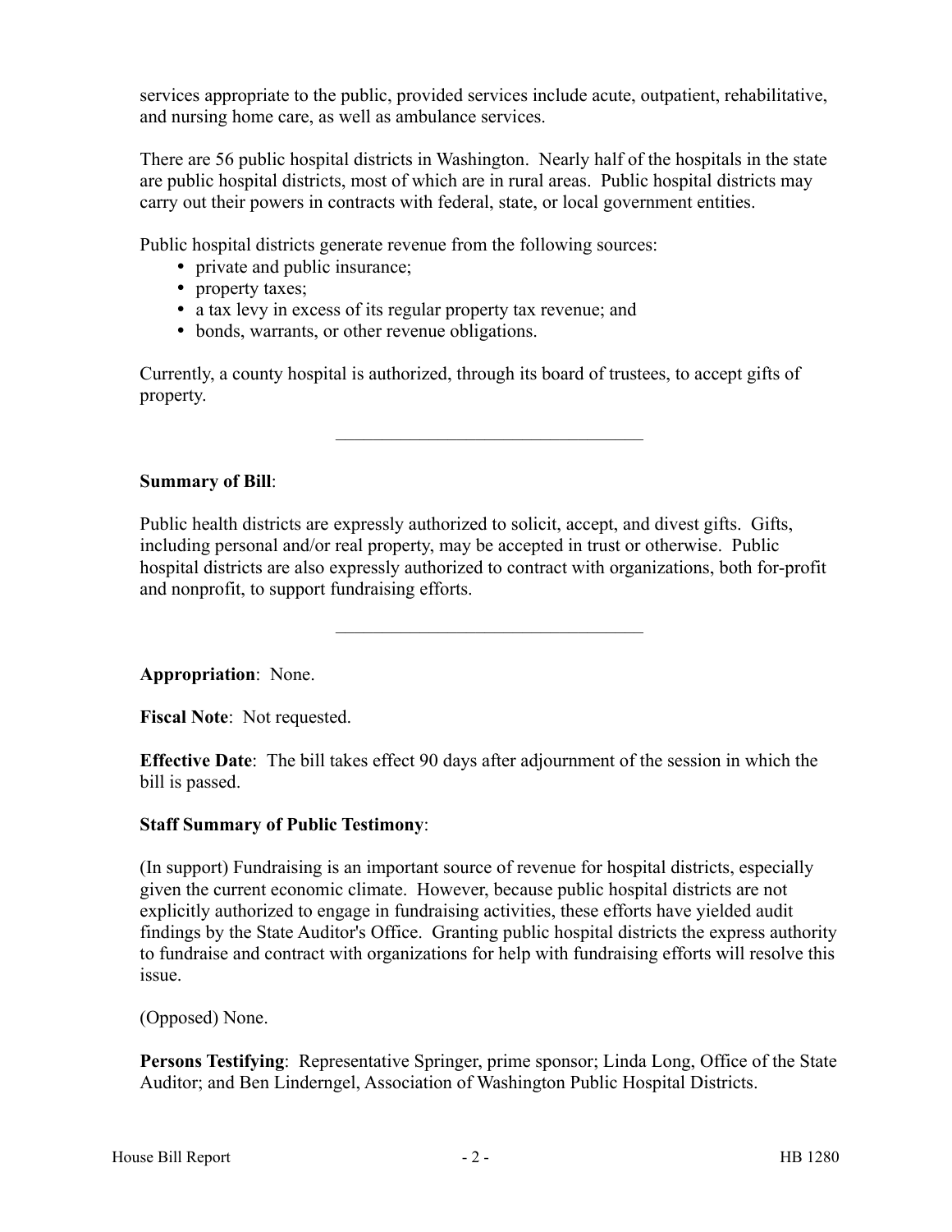services appropriate to the public, provided services include acute, outpatient, rehabilitative, and nursing home care, as well as ambulance services.

There are 56 public hospital districts in Washington. Nearly half of the hospitals in the state are public hospital districts, most of which are in rural areas. Public hospital districts may carry out their powers in contracts with federal, state, or local government entities.

Public hospital districts generate revenue from the following sources:

- private and public insurance;
- property taxes;
- a tax levy in excess of its regular property tax revenue; and
- bonds, warrants, or other revenue obligations.

Currently, a county hospital is authorized, through its board of trustees, to accept gifts of property.

---

**Summary of Bill**:

Public health districts are expressly authorized to solicit, accept, and divest gifts. Gifts, including personal and/or real property, may be accepted in trust or otherwise. Public hospital districts are also expressly authorized to contract with organizations, both for-profit and nonprofit, to support fundraising efforts.

---

**Appropriation**: None.

**Fiscal Note**: Not requested.

**Effective Date**: The bill takes effect 90 days after adjournment of the session in which the bill is passed.

**Staff Summary of Public Testimony**:

(In support) Fundraising is an important source of revenue for hospital districts, especially given the current economic climate. However, because public hospital districts are not explicitly authorized to engage in fundraising activities, these efforts have yielded audit findings by the State Auditor's Office. Granting public hospital districts the express authority to fundraise and contract with organizations for help with fundraising efforts will resolve this issue.

(Opposed) None.

**Persons Testifying**: Representative Springer, prime sponsor; Linda Long, Office of the State Auditor; and Ben Linderngel, Association of Washington Public Hospital Districts.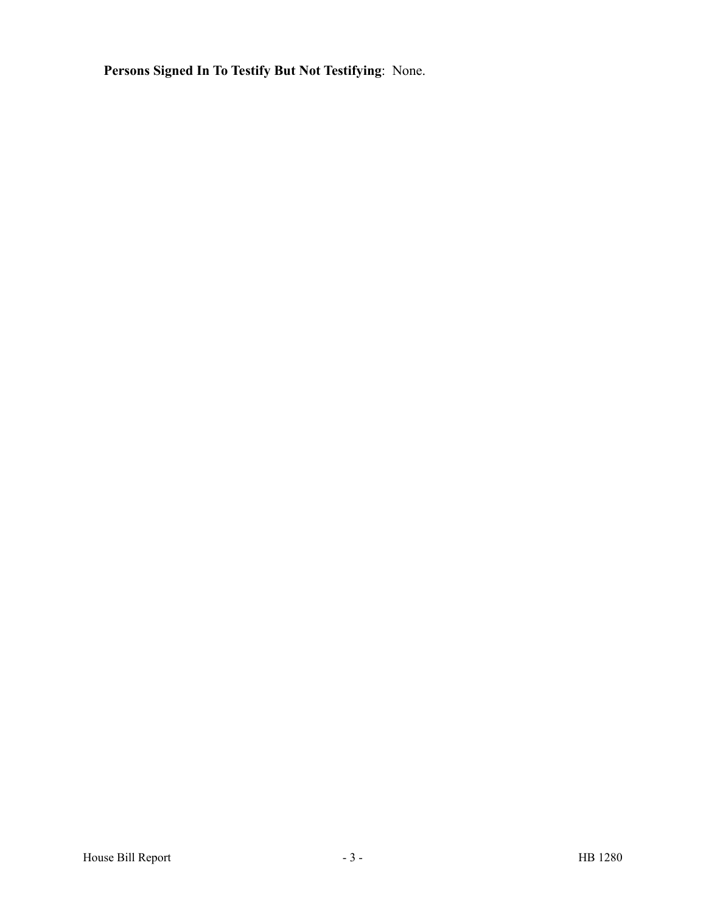**Persons Signed In To Testify But Not Testifying**: None.